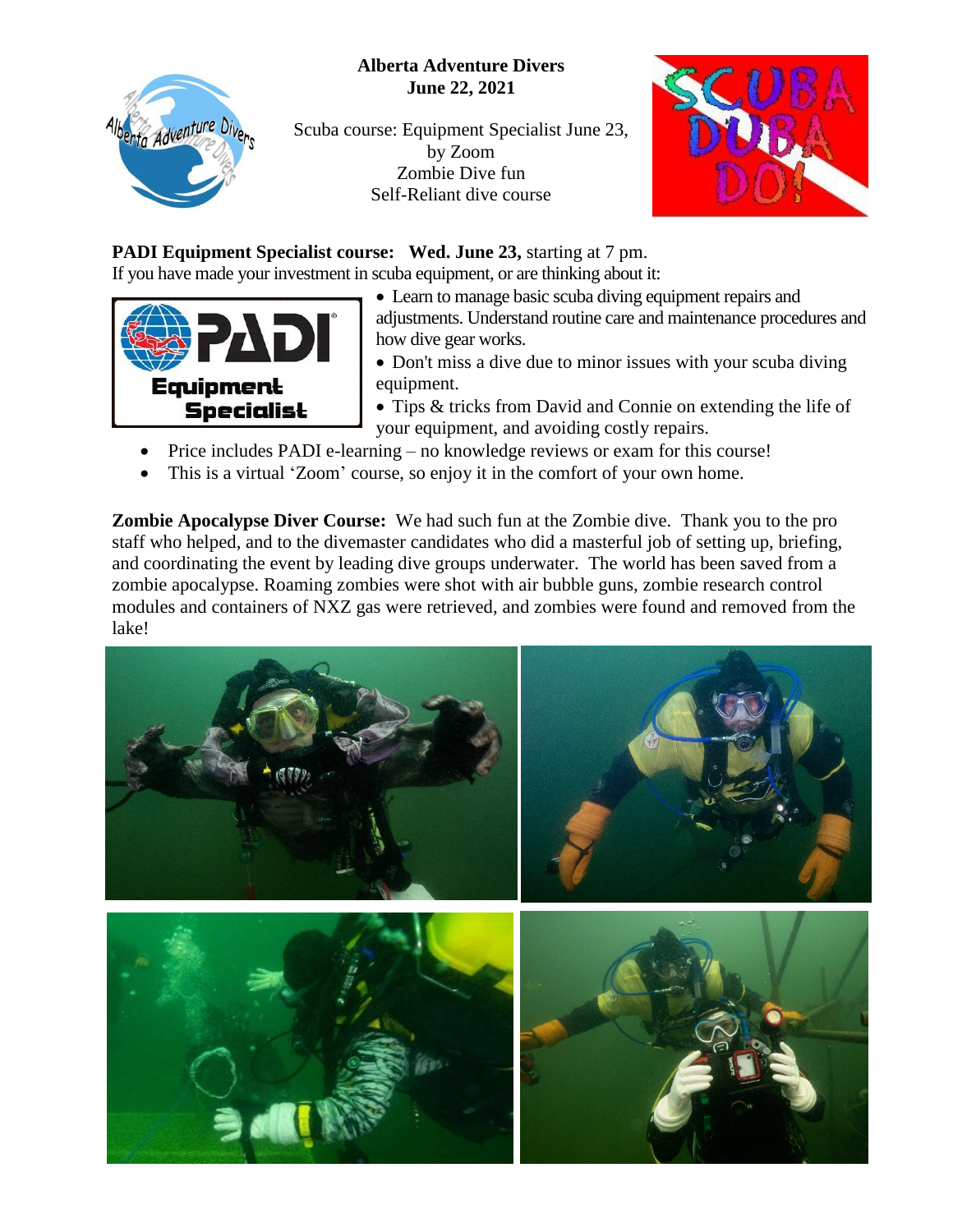**Alberta Adventure Divers**
**June 22, 2021**

Scuba course: Equipment Specialist June 23, by Zoom
Zombie Dive fun
Self-Reliant dive course

**PADI Equipment Specialist course: Wed. June 23,** starting at 7 pm.

If you have made your investment in scuba equipment, or are thinking about it:

- Learn to manage basic scuba diving equipment repairs and adjustments. Understand routine care and maintenance procedures and how dive gear works.
- Don't miss a dive due to minor issues with your scuba diving equipment.
- Tips & tricks from David and Connie on extending the life of your equipment, and avoiding costly repairs.
- Price includes PADI e-learning – no knowledge reviews or exam for this course!
- This is a virtual 'Zoom' course, so enjoy it in the comfort of your own home.

**Zombie Apocalypse Diver Course:** We had such fun at the Zombie dive. Thank you to the pro staff who helped, and to the divemaster candidates who did a masterful job of setting up, briefing, and coordinating the event by leading dive groups underwater. The world has been saved from a zombie apocalypse. Roaming zombies were shot with air bubble guns, zombie research control modules and containers of NXZ gas were retrieved, and zombies were found and removed from the lake!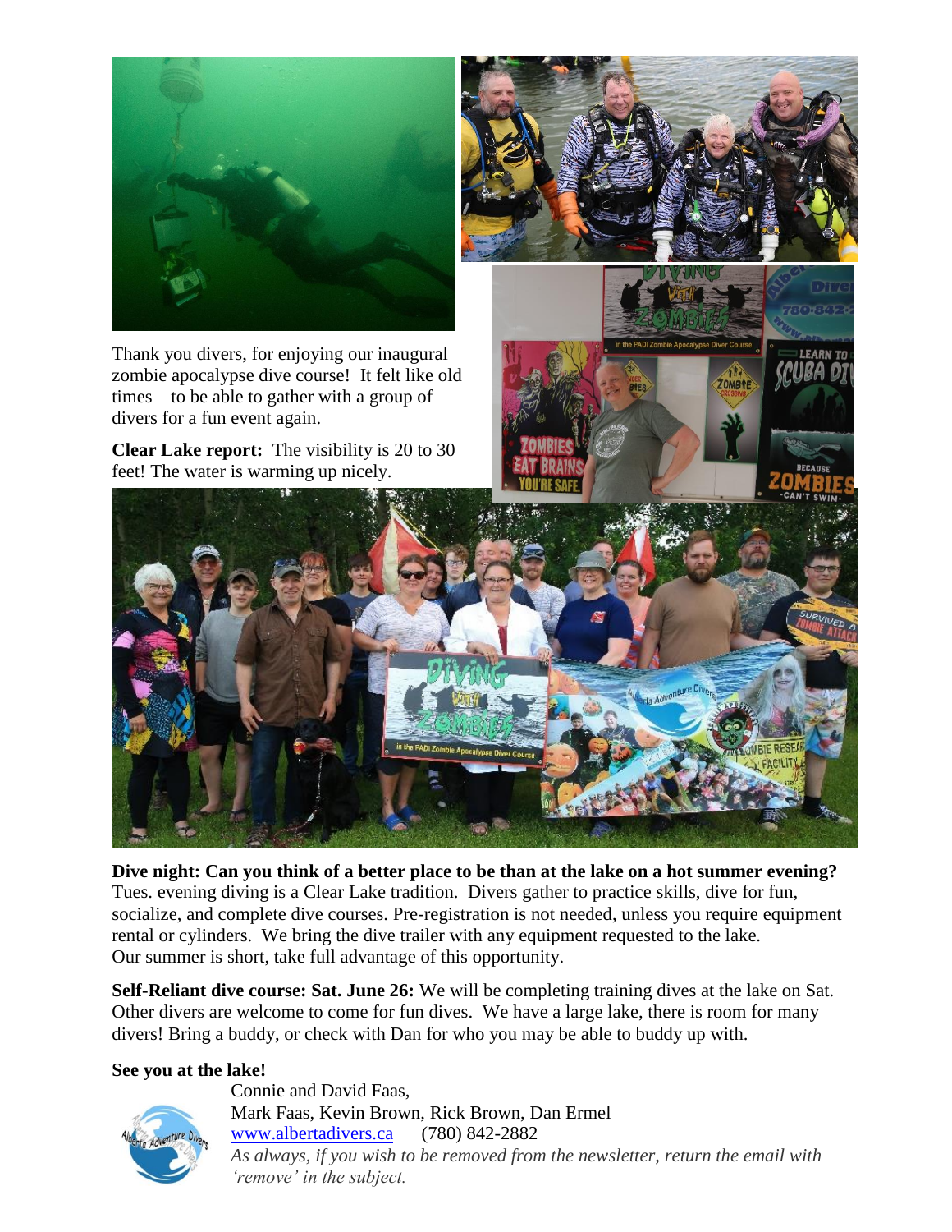Thank you divers, for enjoying our inaugural zombie apocalypse dive course! It felt like old times – to be able to gather with a group of divers for a fun event again.

**Clear Lake report:** The visibility is 20 to 30 feet! The water is warming up nicely.

**Dive night: Can you think of a better place to be than at the lake on a hot summer evening?** Tues. evening diving is a Clear Lake tradition. Divers gather to practice skills, dive for fun, socialize, and complete dive courses. Pre-registration is not needed, unless you require equipment rental or cylinders. We bring the dive trailer with any equipment requested to the lake. Our summer is short, take full advantage of this opportunity.

**Self-Reliant dive course: Sat. June 26:** We will be completing training dives at the lake on Sat. Other divers are welcome to come for fun dives. We have a large lake, there is room for many divers! Bring a buddy, or check with Dan for who you may be able to buddy up with.

**See you at the lake!**

Connie and David Faas,
Mark Faas, Kevin Brown, Rick Brown, Dan Ermel
www.albertadivers.ca (780) 842-2882
*As always, if you wish to be removed from the newsletter, return the email with 'remove' in the subject.*